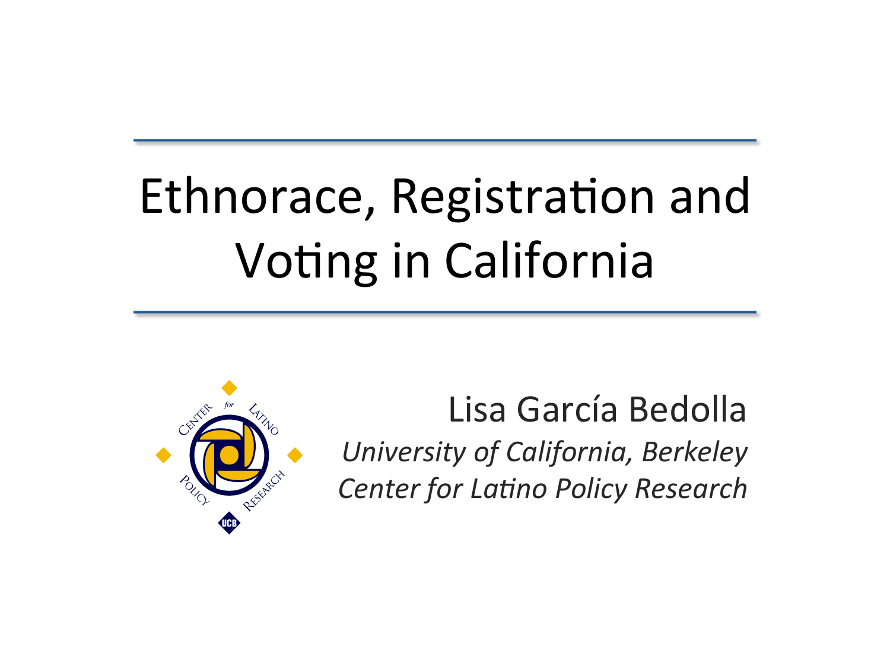# Ethnorace, Registration and Voting in California

Lisa García Bedolla

*University of California, Berkeley*

*Center for Latino Policy Research*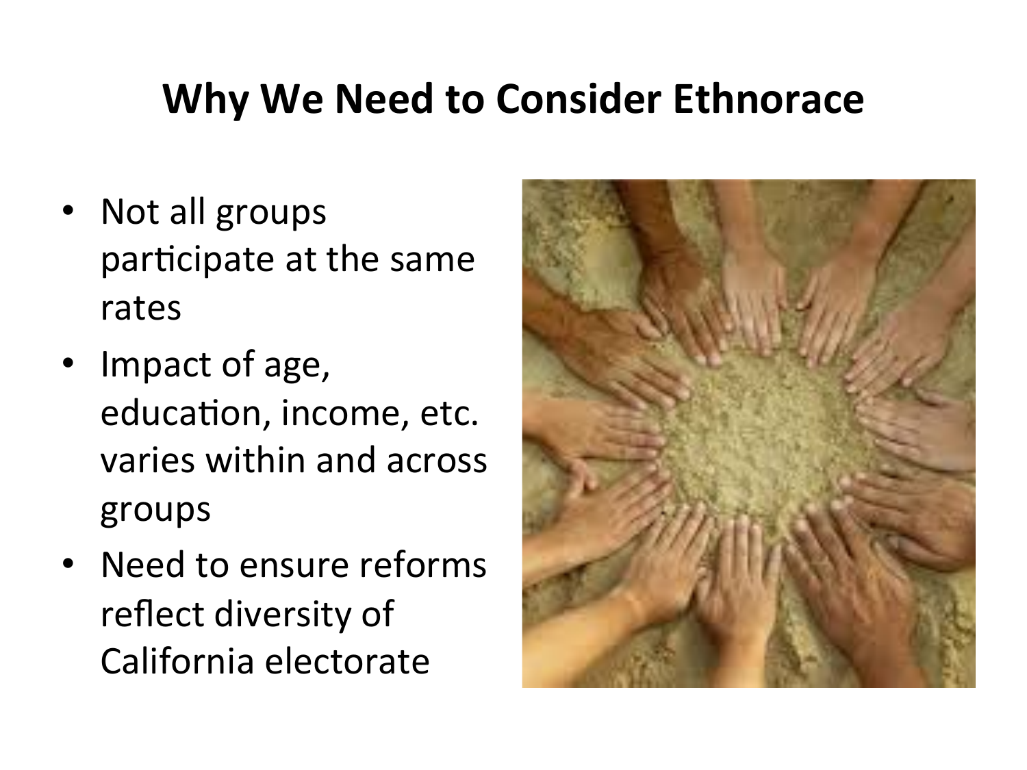# Why We Need to Consider Ethnorace

- Not all groups participate at the same rates
- Impact of age, education, income, etc. varies within and across groups
- Need to ensure reforms reflect diversity of California electorate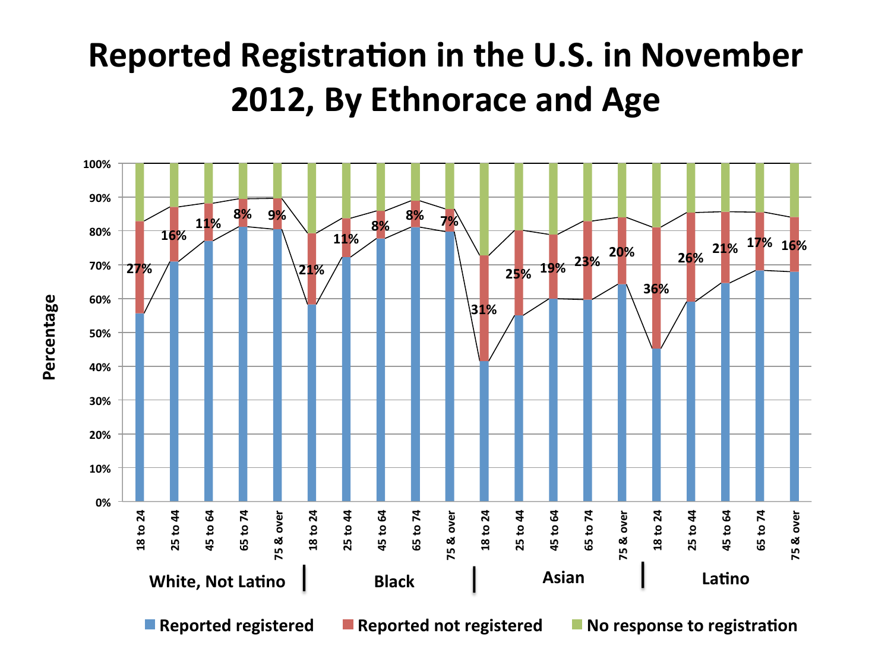# Reported Registration in the U.S. in November 2012, By Ethnorace and Age

| Ethnorace | Age | Reported not registered |
|---|---|---|
| White, Not Latino | 18 to 24 | 27% |
| White, Not Latino | 25 to 44 | 16% |
| White, Not Latino | 45 to 64 | 11% |
| White, Not Latino | 65 to 74 | 8% |
| White, Not Latino | 75 & over | 9% |
| Black | 18 to 24 | 21% |
| Black | 25 to 44 | 11% |
| Black | 45 to 64 | 8% |
| Black | 65 to 74 | 8% |
| Black | 75 & over | 7% |
| Asian | 18 to 24 | 31% |
| Asian | 25 to 44 | 25% |
| Asian | 45 to 64 | 19% |
| Asian | 65 to 74 | 23% |
| Asian | 75 & over | 20% |
| Latino | 18 to 24 | 36% |
| Latino | 25 to 44 | 26% |
| Latino | 45 to 64 | 21% |
| Latino | 65 to 74 | 17% |
| Latino | 75 & over | 16% |

Percentage (0%–100%)

Legend: Reported registered; Reported not registered; No response to registration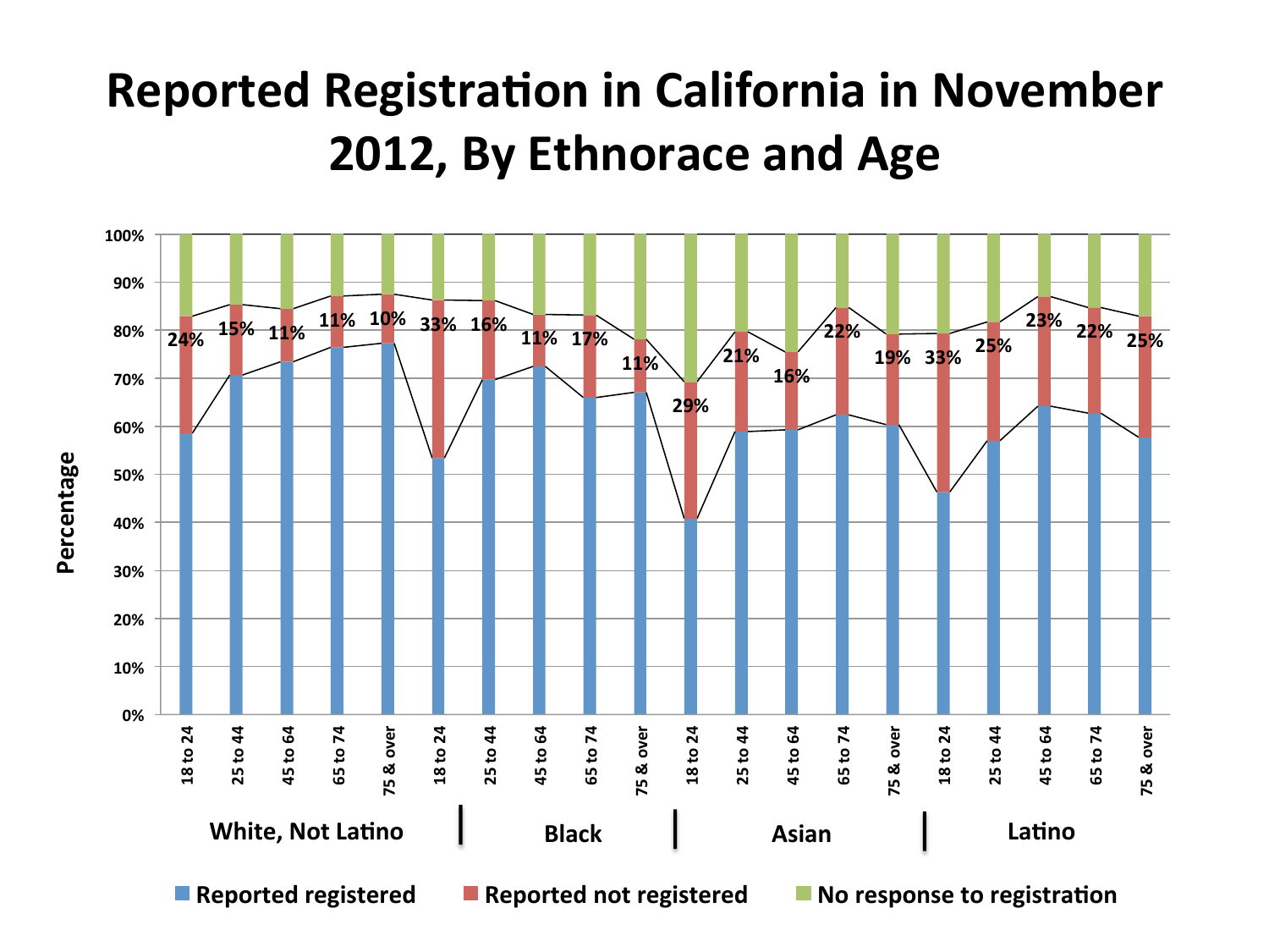# Reported Registration in California in November 2012, By Ethnorace and Age

| Ethnorace | Age | Reported not registered |
|---|---|---|
| White, Not Latino | 18 to 24 | 24% |
| White, Not Latino | 25 to 44 | 15% |
| White, Not Latino | 45 to 64 | 11% |
| White, Not Latino | 65 to 74 | 11% |
| White, Not Latino | 75 & over | 10% |
| Black | 18 to 24 | 33% |
| Black | 25 to 44 | 16% |
| Black | 45 to 64 | 11% |
| Black | 65 to 74 | 17% |
| Black | 75 & over | 11% |
| Asian | 18 to 24 | 29% |
| Asian | 25 to 44 | 21% |
| Asian | 45 to 64 | 16% |
| Asian | 65 to 74 | 22% |
| Asian | 75 & over | 19% |
| Latino | 18 to 24 | 33% |
| Latino | 25 to 44 | 25% |
| Latino | 45 to 64 | 23% |
| Latino | 65 to 74 | 22% |
| Latino | 75 & over | 25% |

Y-axis: Percentage (0% to 100%)

Legend: Reported registered | Reported not registered | No response to registration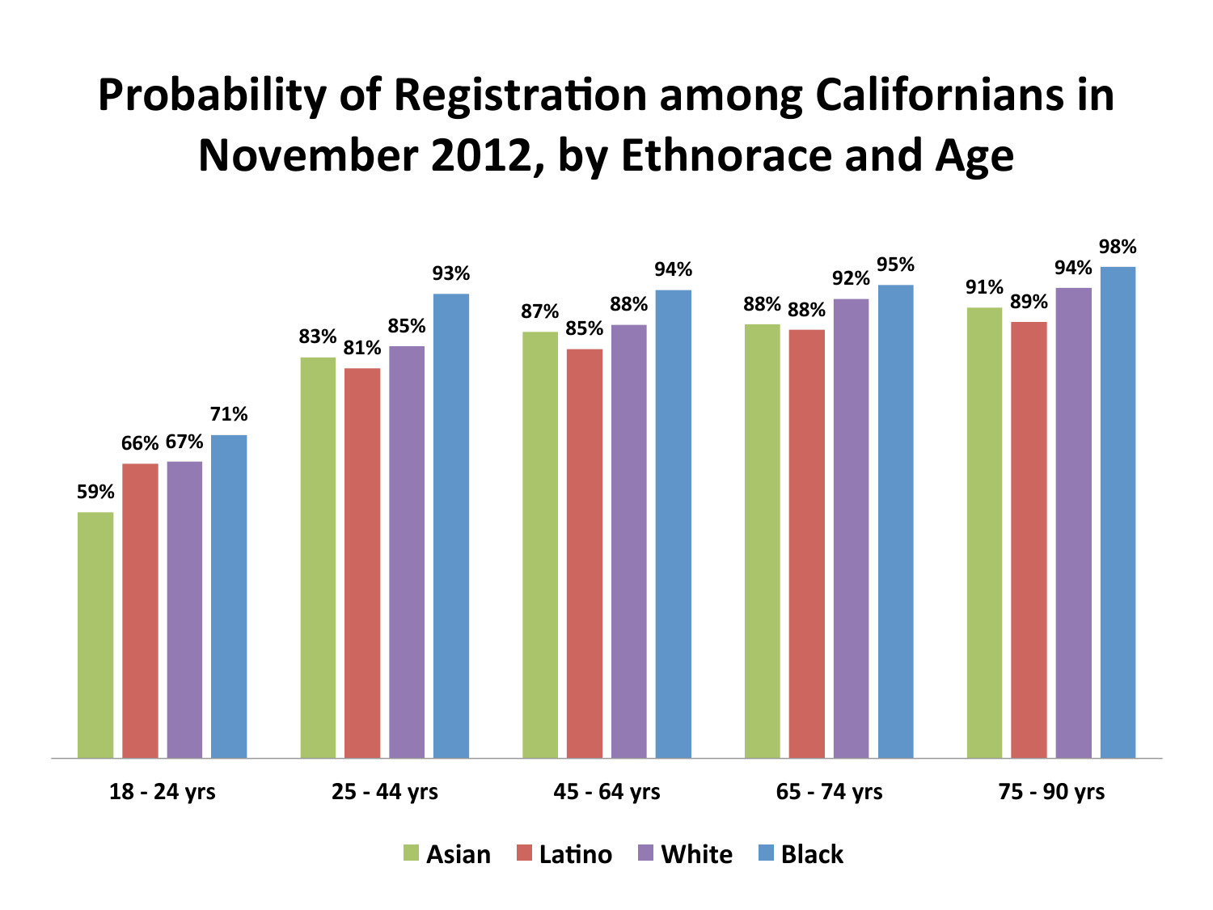# Probability of Registration among Californians in November 2012, by Ethnorace and Age

| Age | Asian | Latino | White | Black |
|---|---|---|---|---|
| 18 - 24 yrs | 59% | 66% | 67% | 71% |
| 25 - 44 yrs | 83% | 81% | 85% | 93% |
| 45 - 64 yrs | 87% | 85% | 88% | 94% |
| 65 - 74 yrs | 88% | 88% | 92% | 95% |
| 75 - 90 yrs | 91% | 89% | 94% | 98% |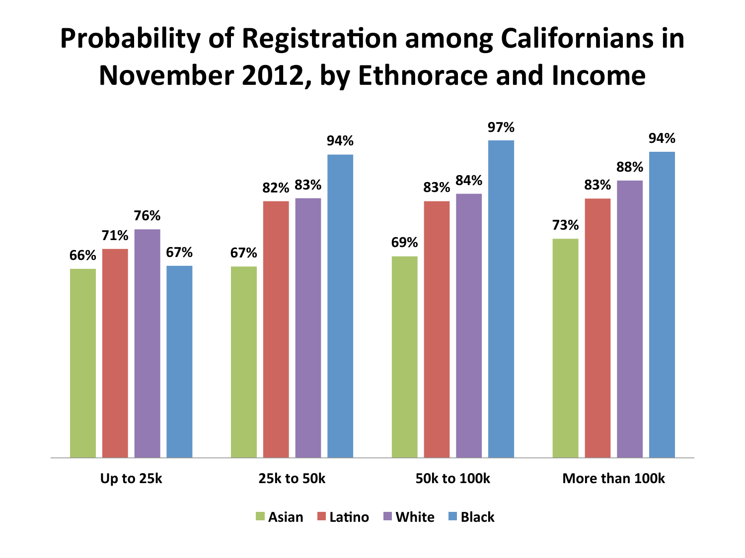# Probability of Registration among Californians in November 2012, by Ethnorace and Income

| | Asian | Latino | White | Black |
|---|---|---|---|---|
| Up to 25k | 66% | 71% | 76% | 67% |
| 25k to 50k | 67% | 82% | 83% | 94% |
| 50k to 100k | 69% | 83% | 84% | 97% |
| More than 100k | 73% | 83% | 88% | 94% |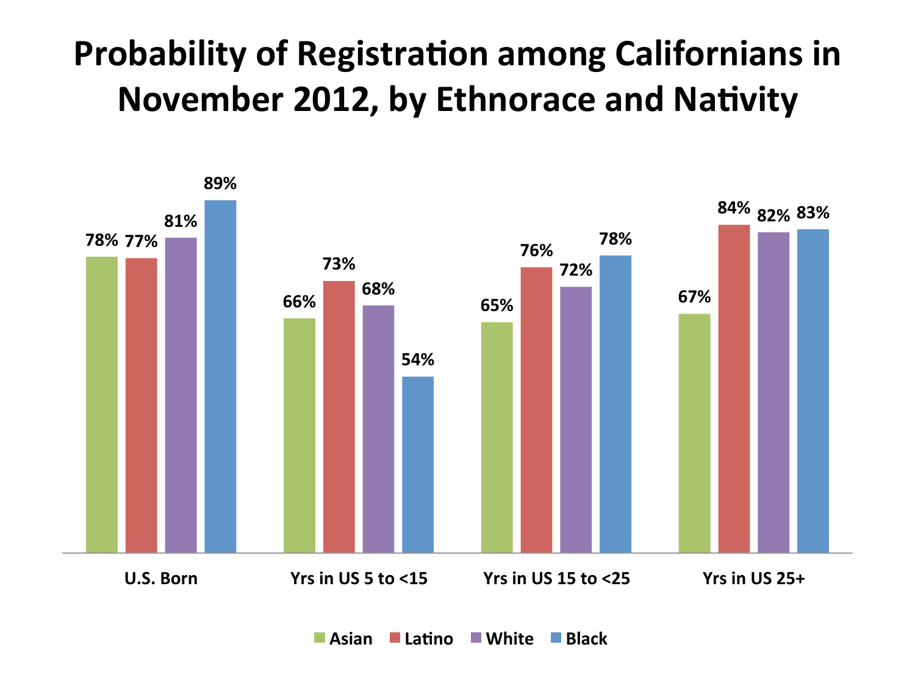# Probability of Registration among Californians in November 2012, by Ethnorace and Nativity

| | Asian | Latino | White | Black |
|---|---|---|---|---|
| U.S. Born | 78% | 77% | 81% | 89% |
| Yrs in US 5 to <15 | 66% | 73% | 68% | 54% |
| Yrs in US 15 to <25 | 65% | 76% | 72% | 78% |
| Yrs in US 25+ | 67% | 84% | 82% | 83% |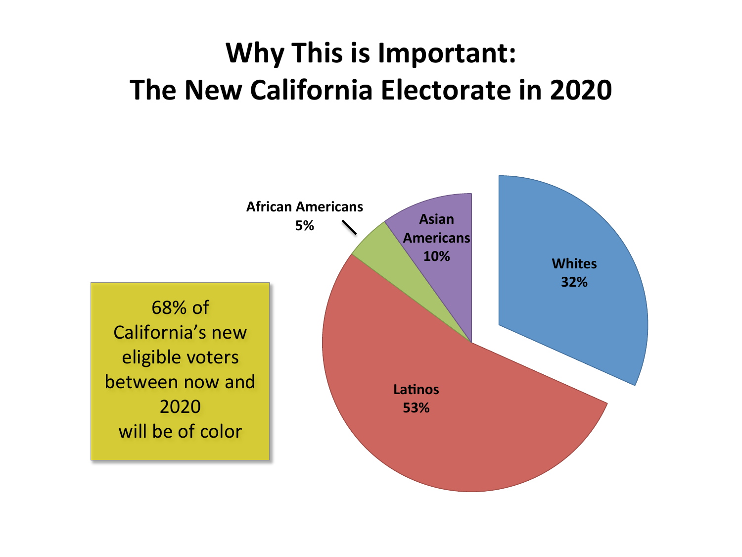# Why This is Important:
# The New California Electorate in 2020

68% of California's new eligible voters between now and 2020 will be of color

African Americans 5%

Asian Americans 10%

Whites 32%

Latinos 53%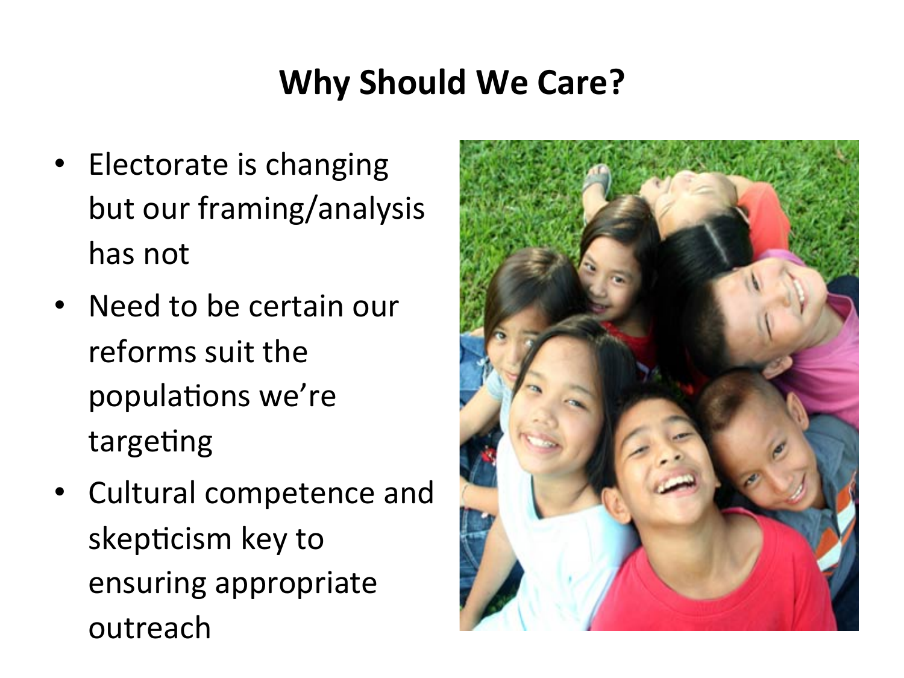## Why Should We Care?

- Electorate is changing but our framing/analysis has not
- Need to be certain our reforms suit the populations we're targeting
- Cultural competence and skepticism key to ensuring appropriate outreach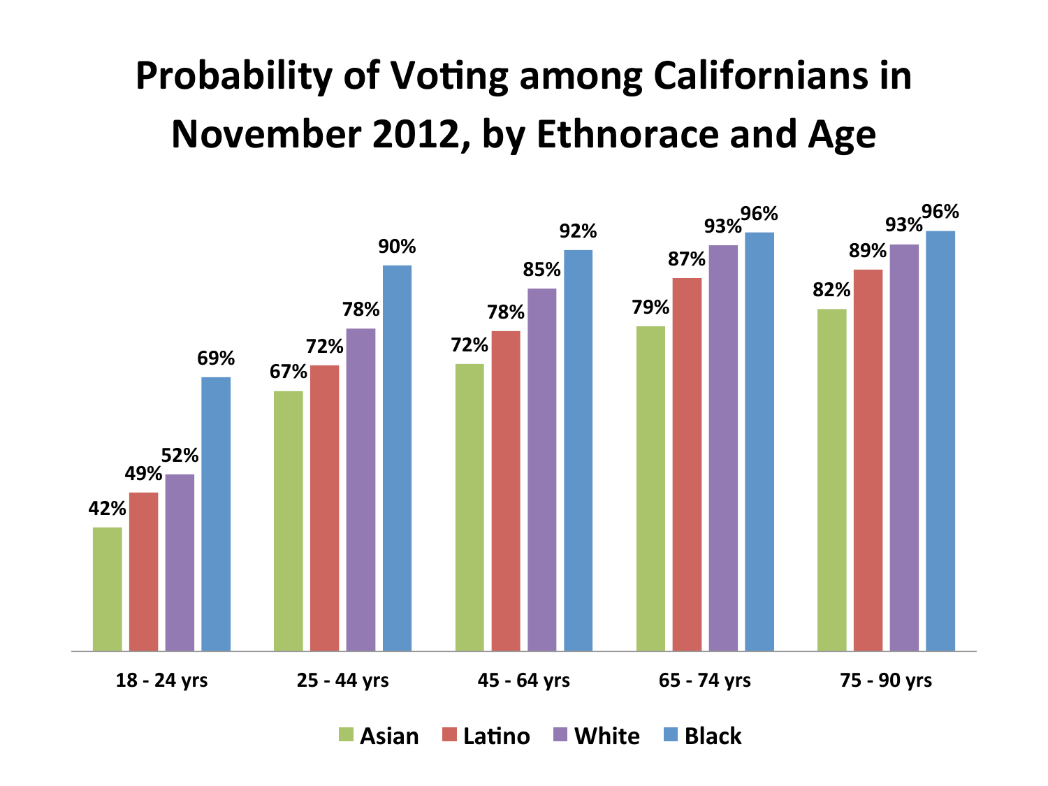# Probability of Voting among Californians in November 2012, by Ethnorace and Age

| | Asian | Latino | White | Black |
| --- | --- | --- | --- | --- |
| 18 - 24 yrs | 42% | 49% | 52% | 69% |
| 25 - 44 yrs | 67% | 72% | 78% | 90% |
| 45 - 64 yrs | 72% | 78% | 85% | 92% |
| 65 - 74 yrs | 79% | 87% | 93% | 96% |
| 75 - 90 yrs | 82% | 89% | 93% | 96% |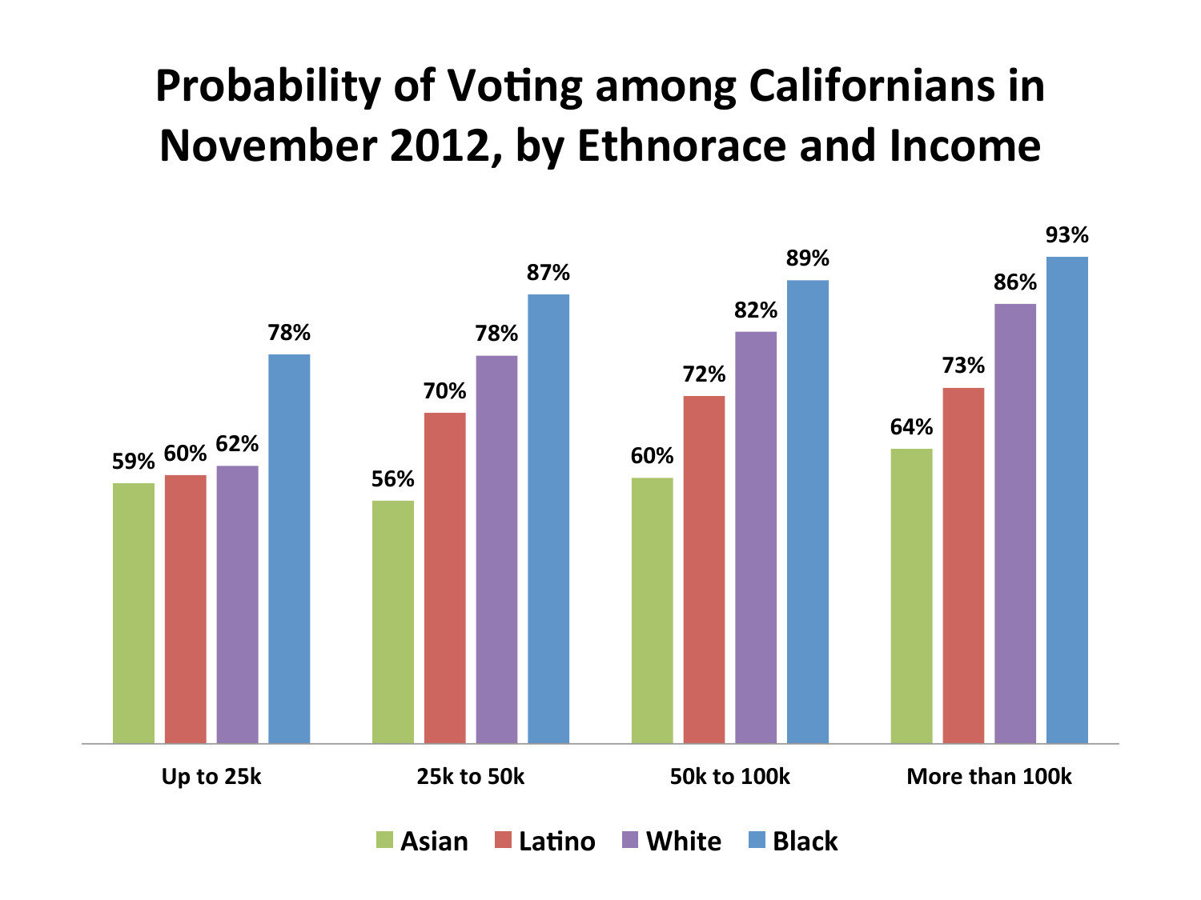# Probability of Voting among Californians in November 2012, by Ethnorace and Income

| | Asian | Latino | White | Black |
|---|---|---|---|---|
| Up to 25k | 59% | 60% | 62% | 78% |
| 25k to 50k | 56% | 70% | 78% | 87% |
| 50k to 100k | 60% | 72% | 82% | 89% |
| More than 100k | 64% | 73% | 86% | 93% |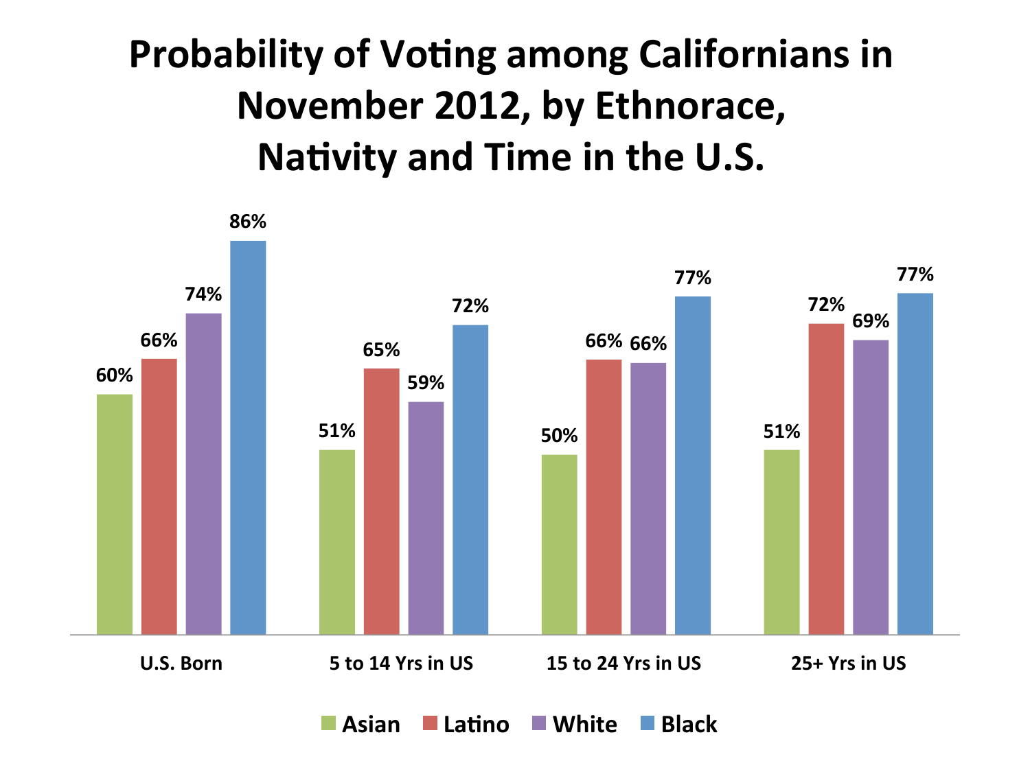# Probability of Voting among Californians in November 2012, by Ethnorace, Nativity and Time in the U.S.

U.S. Born

60%

66%

74%

86%

5 to 14 Yrs in US

51%

65%

59%

72%

15 to 24 Yrs in US

50%

66%

66%

77%

25+ Yrs in US

51%

72%

69%

77%

Asian

Latino

White

Black